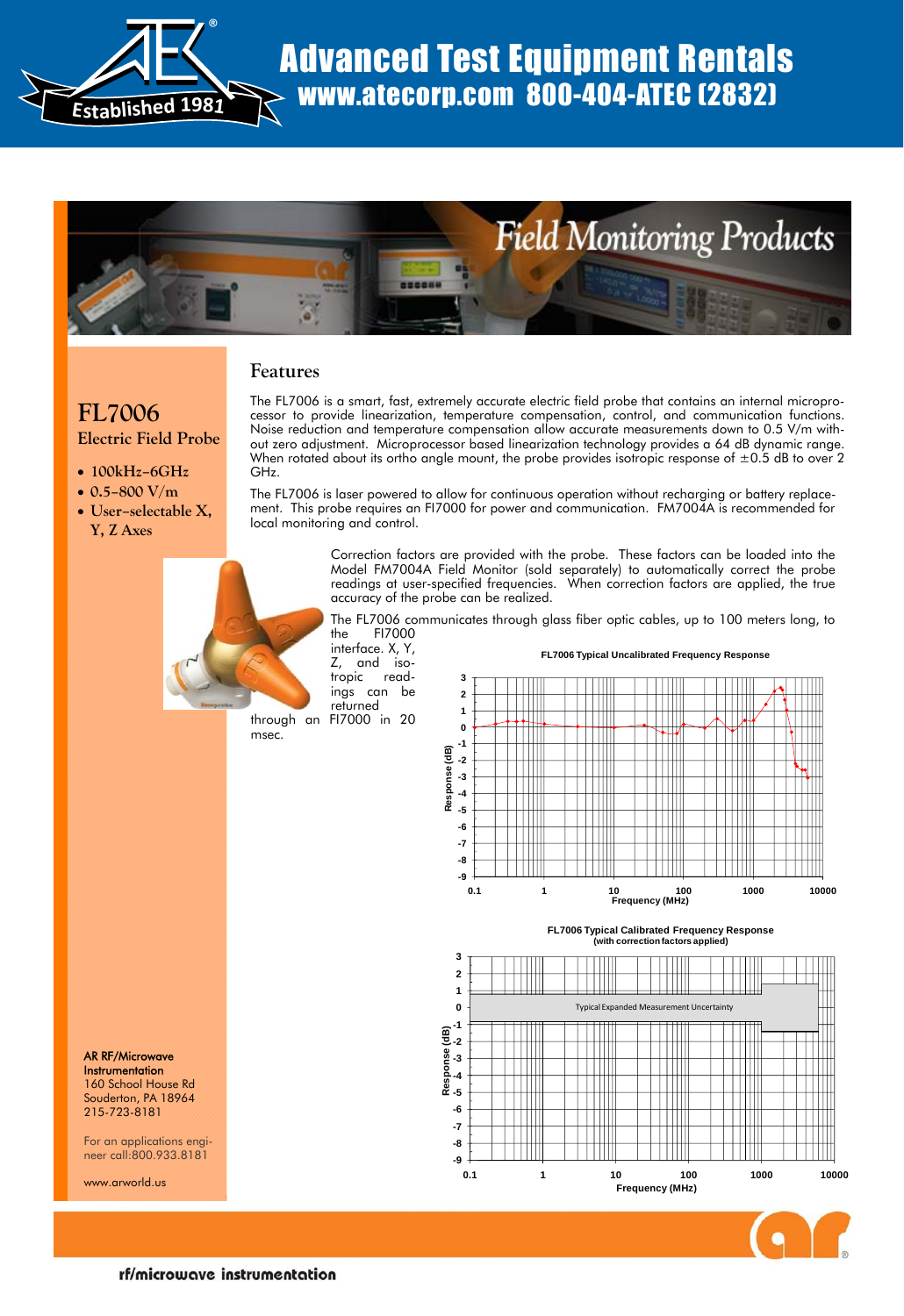# Advanced Test Equipment Rentals
## www.atecorp.com 800-404-ATEC (2832)

Established 1981

# Field Monitoring Products

## FL7006
### Electric Field Probe

- 100kHz–6GHz
- 0.5–800 V/m
- User-selectable X, Y, Z Axes

## Features

The FL7006 is a smart, fast, extremely accurate electric field probe that contains an internal microprocessor to provide linearization, temperature compensation, control, and communication functions. Noise reduction and temperature compensation allow accurate measurements down to 0.5 V/m without zero adjustment. Microprocessor based linearization technology provides a 64 dB dynamic range. When rotated about its ortho angle mount, the probe provides isotropic response of ±0.5 dB to over 2 GHz.

The FL7006 is laser powered to allow for continuous operation without recharging or battery replacement. This probe requires an FI7000 for power and communication. FM7004A is recommended for local monitoring and control.

Correction factors are provided with the probe. These factors can be loaded into the Model FM7004A Field Monitor (sold separately) to automatically correct the probe readings at user-specified frequencies. When correction factors are applied, the true accuracy of the probe can be realized.

The FL7006 communicates through glass fiber optic cables, up to 100 meters long, to the FI7000 interface. X, Y, Z, and isotropic readings can be returned through an FI7000 in 20 msec.

**FL7006 Typical Uncalibrated Frequency Response**

**FL7006 Typical Calibrated Frequency Response (with correction factors applied)**

AR RF/Microwave Instrumentation
160 School House Rd
Souderton, PA 18964
215-723-8181

For an applications engineer call:800.933.8181

www.arworld.us

rf/microwave instrumentation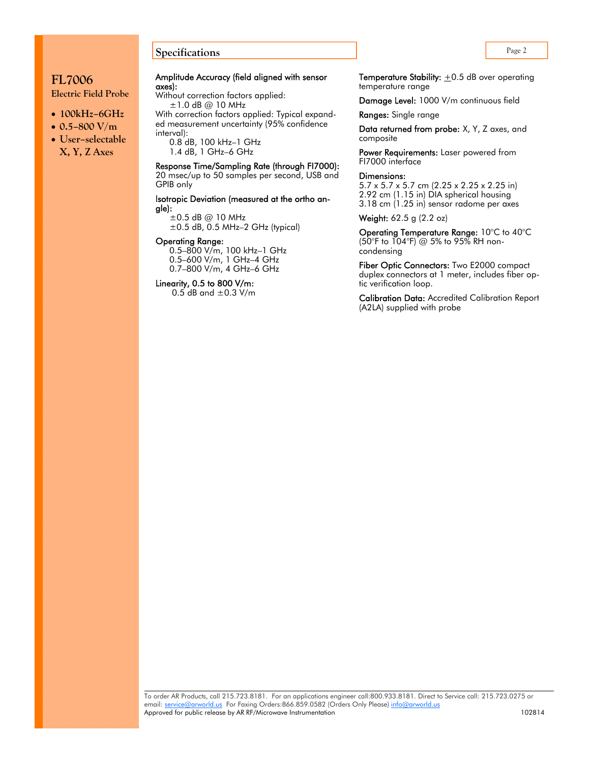## FL7006

**Electric Field Probe**

- **100kHz–6GHz**
- **0.5–800 V/m**
- **User-selectable X, Y, Z Axes**

## Specifications

**Amplitude Accuracy (field aligned with sensor axes):**
Without correction factors applied:
±1.0 dB @ 10 MHz
With correction factors applied: Typical expanded measurement uncertainty (95% confidence interval):
0.8 dB, 100 kHz–1 GHz
1.4 dB, 1 GHz–6 GHz

**Response Time/Sampling Rate (through FI7000):** 20 msec/up to 50 samples per second, USB and GPIB only

**Isotropic Deviation (measured at the ortho angle):**
±0.5 dB @ 10 MHz
±0.5 dB, 0.5 MHz–2 GHz (typical)

**Operating Range:**
0.5–800 V/m, 100 kHz–1 GHz
0.5–600 V/m, 1 GHz–4 GHz
0.7–800 V/m, 4 GHz–6 GHz

**Linearity, 0.5 to 800 V/m:**
0.5 dB and ±0.3 V/m

**Temperature Stability:** ±0.5 dB over operating temperature range

**Damage Level:** 1000 V/m continuous field

**Ranges:** Single range

**Data returned from probe:** X, Y, Z axes, and composite

**Power Requirements:** Laser powered from FI7000 interface

**Dimensions:**
5.7 x 5.7 x 5.7 cm (2.25 x 2.25 x 2.25 in)
2.92 cm (1.15 in) DIA spherical housing
3.18 cm (1.25 in) sensor radome per axes

**Weight:** 62.5 g (2.2 oz)

**Operating Temperature Range:** 10°C to 40°C (50°F to 104°F) @ 5% to 95% RH non-condensing

**Fiber Optic Connectors:** Two E2000 compact duplex connectors at 1 meter, includes fiber optic verification loop.

**Calibration Data:** Accredited Calibration Report (A2LA) supplied with probe

To order AR Products, call 215.723.8181. For an applications engineer call:800.933.8181. Direct to Service call: 215.723.0275 or email: service@arworld.us For Faxing Orders:866.859.0582 (Orders Only Please) info@arworld.us
Approved for public release by AR RF/Microwave Instrumentation 102814